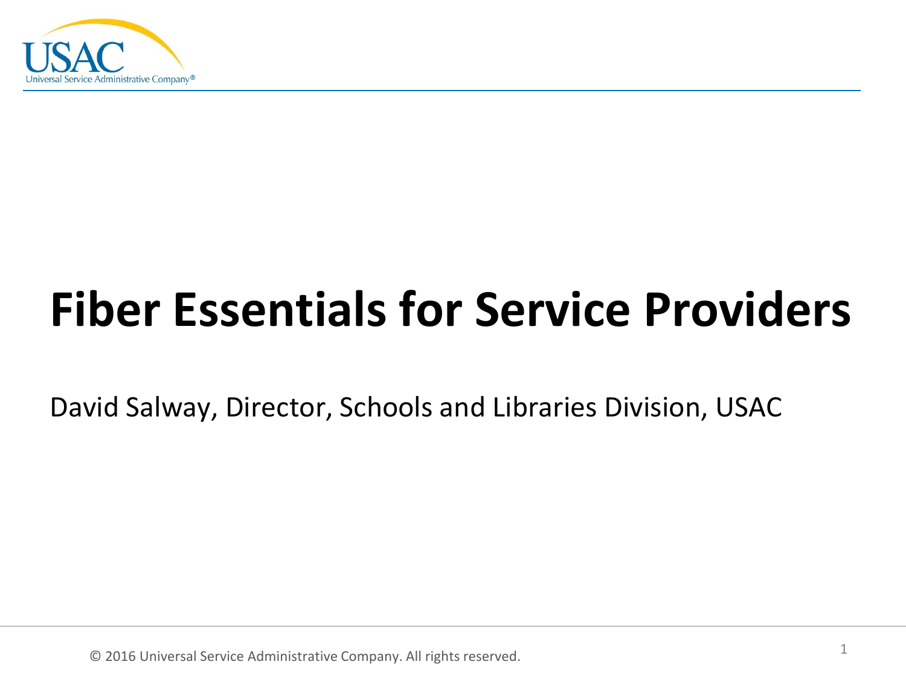# Fiber Essentials for Service Providers

David Salway, Director, Schools and Libraries Division, USAC

© 2016 Universal Service Administrative Company. All rights reserved.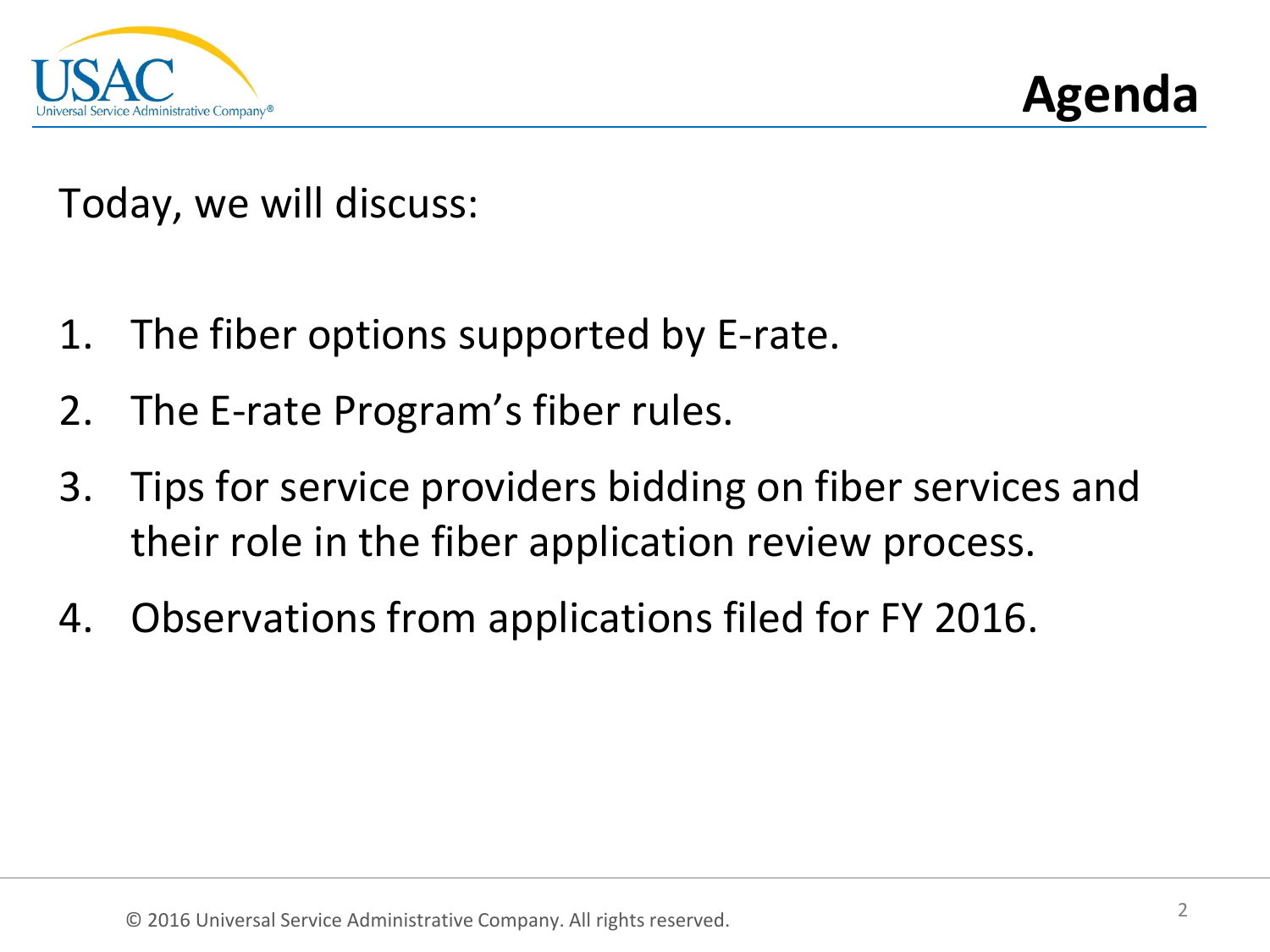# Agenda

Today, we will discuss:

1. The fiber options supported by E-rate.
2. The E-rate Program's fiber rules.
3. Tips for service providers bidding on fiber services and their role in the fiber application review process.
4. Observations from applications filed for FY 2016.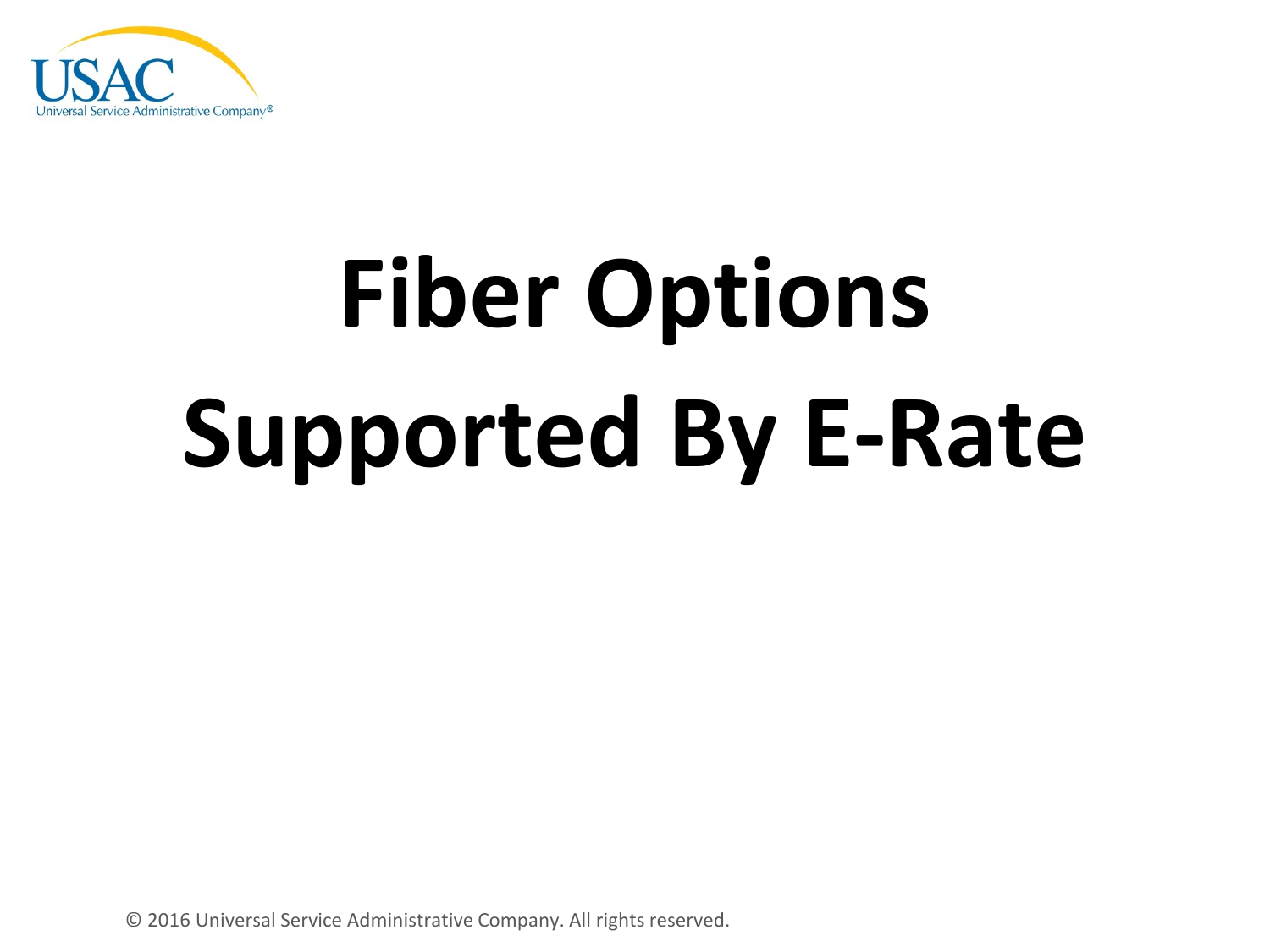# Fiber Options Supported By E-Rate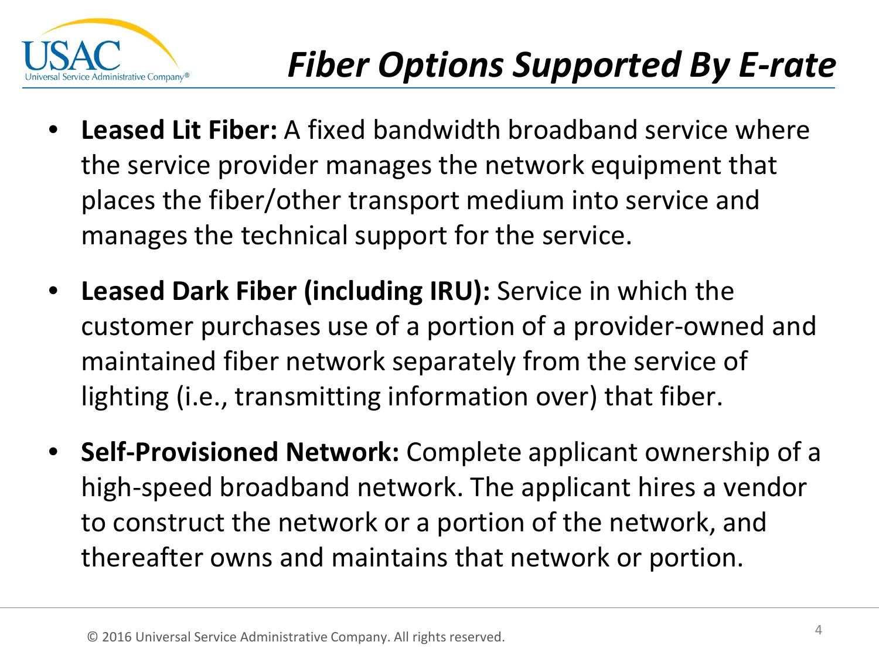# *Fiber Options Supported By E-rate*

- **Leased Lit Fiber:** A fixed bandwidth broadband service where the service provider manages the network equipment that places the fiber/other transport medium into service and manages the technical support for the service.

- **Leased Dark Fiber (including IRU):** Service in which the customer purchases use of a portion of a provider-owned and maintained fiber network separately from the service of lighting (i.e., transmitting information over) that fiber.

- **Self-Provisioned Network:** Complete applicant ownership of a high-speed broadband network. The applicant hires a vendor to construct the network or a portion of the network, and thereafter owns and maintains that network or portion.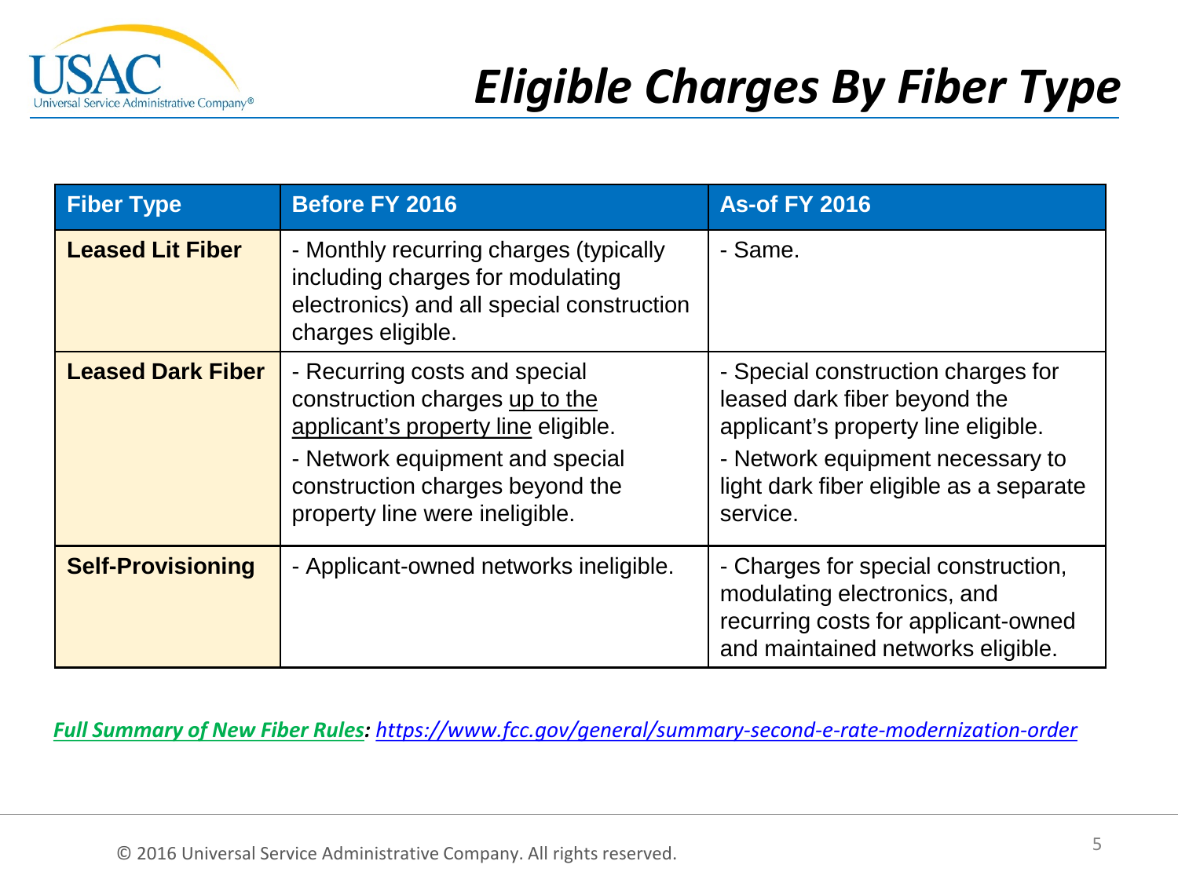# *Eligible Charges By Fiber Type*

| Fiber Type | Before FY 2016 | As-of FY 2016 |
|---|---|---|
| **Leased Lit Fiber** | - Monthly recurring charges (typically including charges for modulating electronics) and all special construction charges eligible. | - Same. |
| **Leased Dark Fiber** | - Recurring costs and special construction charges <u>up to the applicant's property line</u> eligible.<br>- Network equipment and special construction charges beyond the property line were ineligible. | - Special construction charges for leased dark fiber beyond the applicant's property line eligible.<br>- Network equipment necessary to light dark fiber eligible as a separate service. |
| **Self-Provisioning** | - Applicant-owned networks ineligible. | - Charges for special construction, modulating electronics, and recurring costs for applicant-owned and maintained networks eligible. |

***Full Summary of New Fiber Rules**: https://www.fcc.gov/general/summary-second-e-rate-modernization-order*

© 2016 Universal Service Administrative Company. All rights reserved.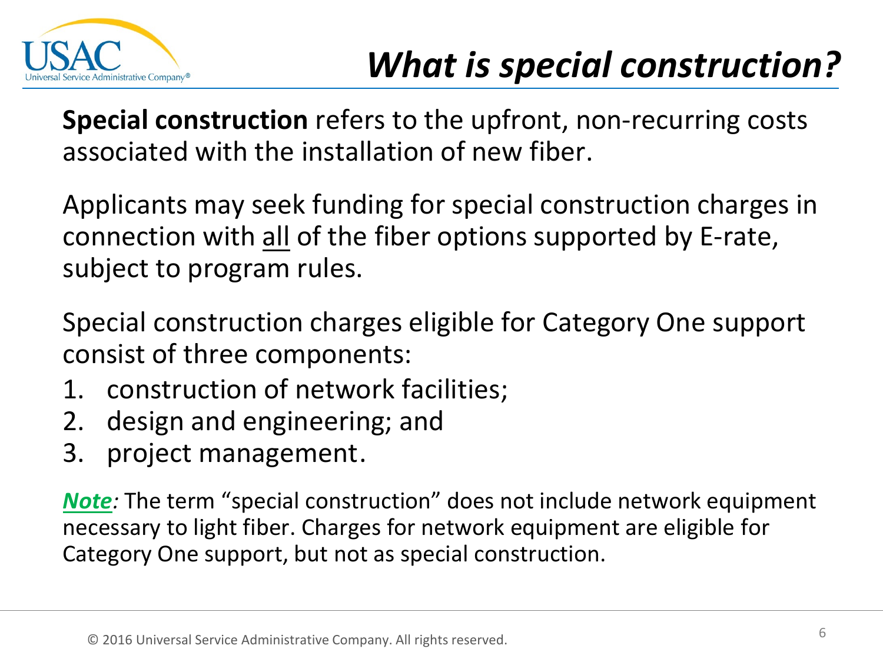# *What is special construction?*

**Special construction** refers to the upfront, non-recurring costs associated with the installation of new fiber.

Applicants may seek funding for special construction charges in connection with <u>all</u> of the fiber options supported by E-rate, subject to program rules.

Special construction charges eligible for Category One support consist of three components:

1. construction of network facilities;
2. design and engineering; and
3. project management.

***<u>Note</u>:*** The term "special construction" does not include network equipment necessary to light fiber. Charges for network equipment are eligible for Category One support, but not as special construction.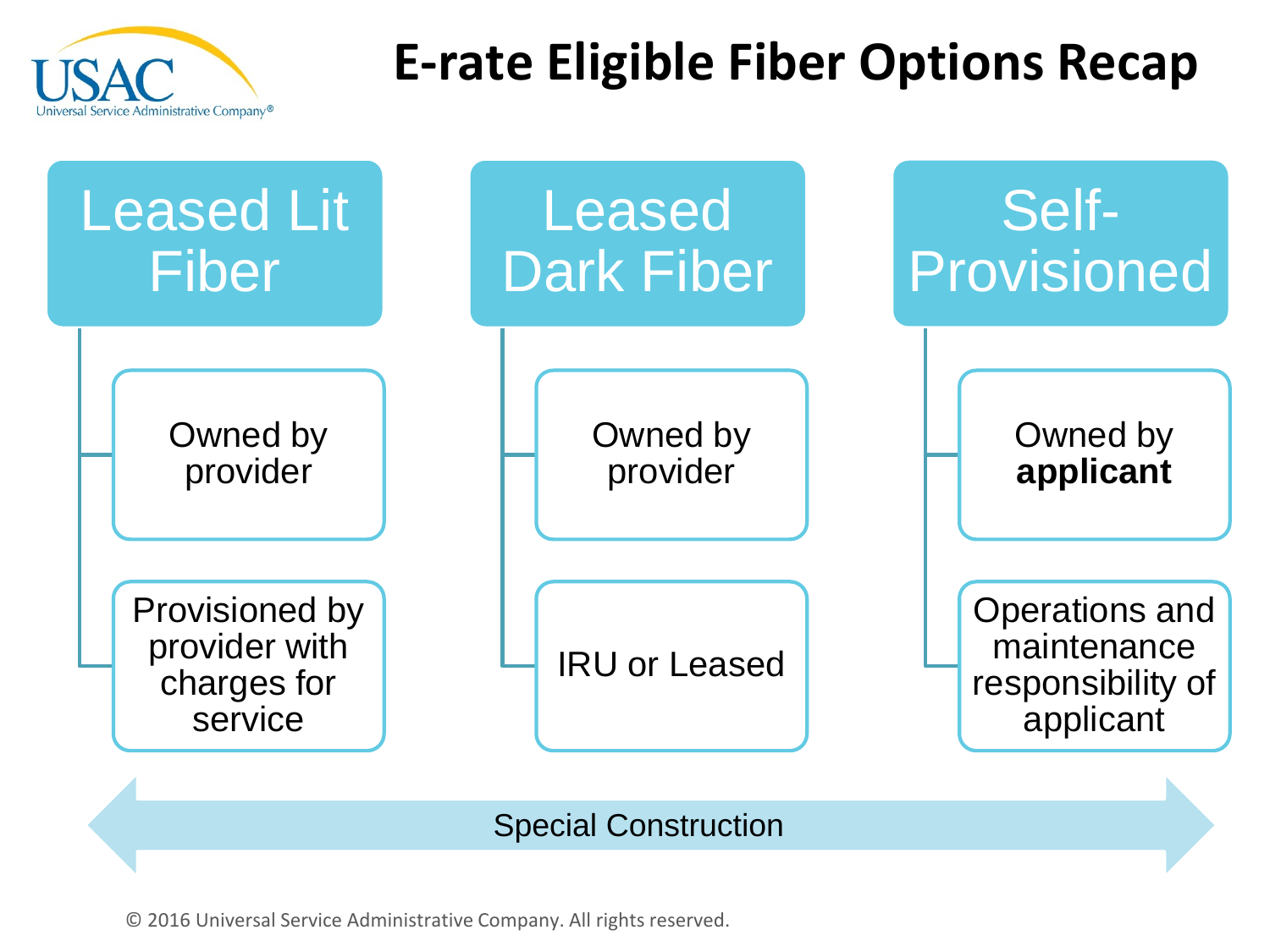# E-rate Eligible Fiber Options Recap

## Leased Lit Fiber

- Owned by provider
- Provisioned by provider with charges for service

## Leased Dark Fiber

- Owned by provider
- IRU or Leased

## Self-Provisioned

- Owned by **applicant**
- Operations and maintenance responsibility of applicant

Special Construction

© 2016 Universal Service Administrative Company. All rights reserved.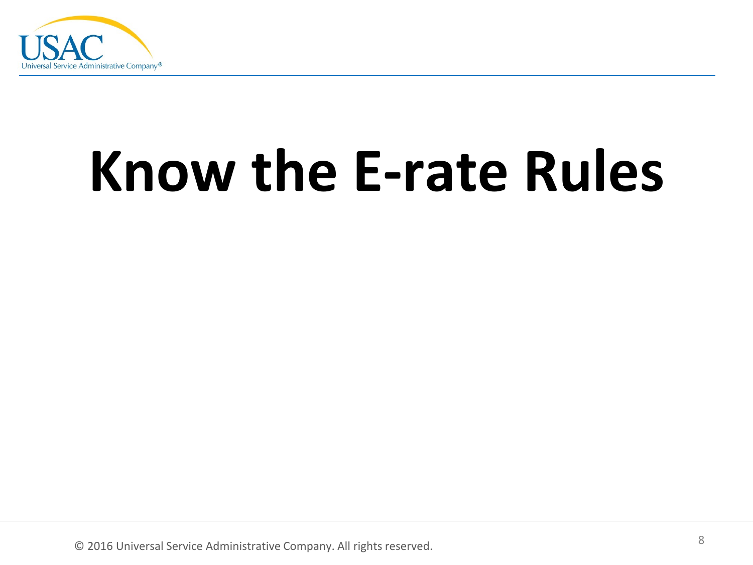# Know the E-rate Rules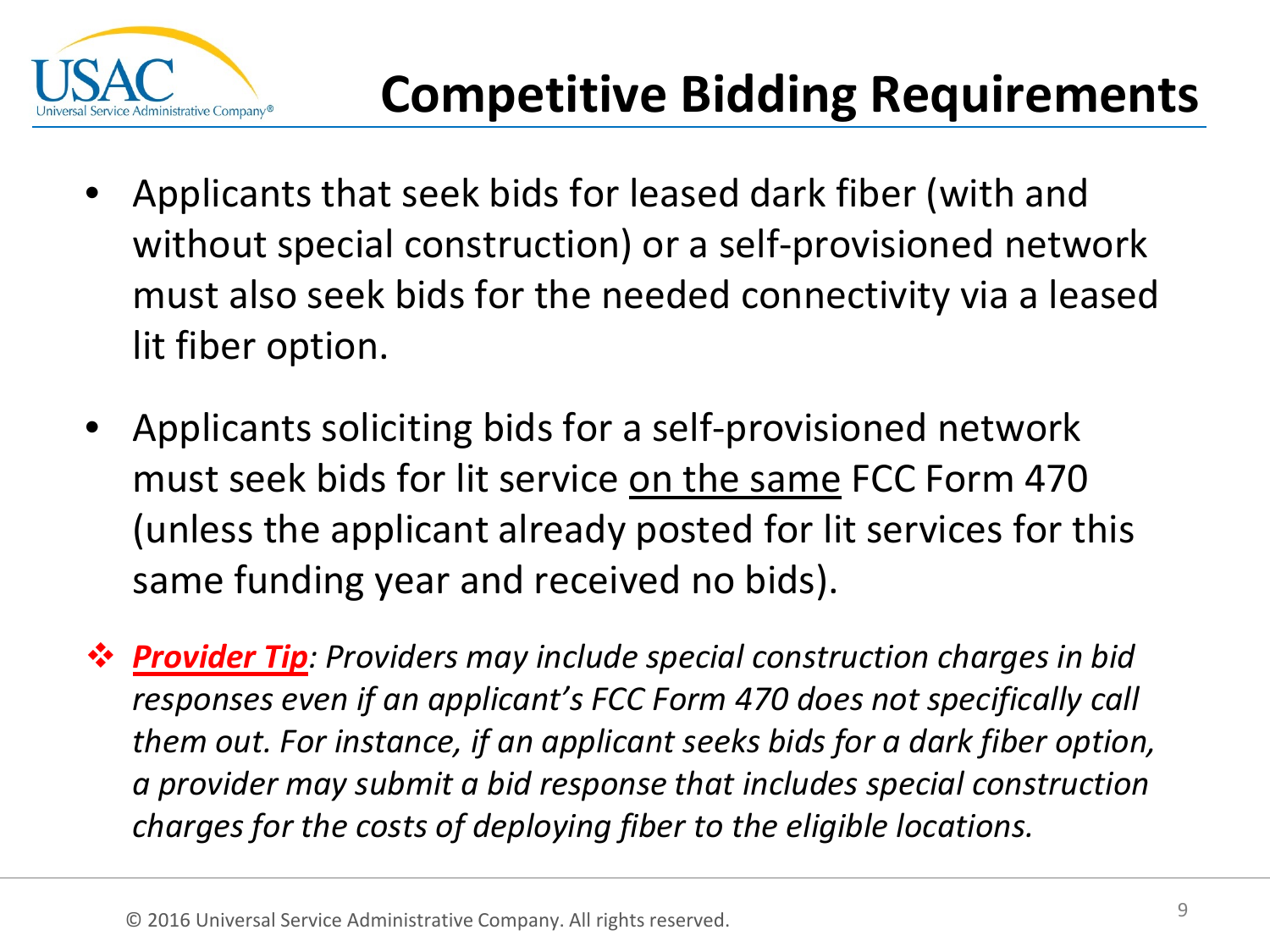# Competitive Bidding Requirements

- Applicants that seek bids for leased dark fiber (with and without special construction) or a self-provisioned network must also seek bids for the needed connectivity via a leased lit fiber option.
- Applicants soliciting bids for a self-provisioned network must seek bids for lit service <u>on the same</u> FCC Form 470 (unless the applicant already posted for lit services for this same funding year and received no bids).

❖ ***<u>Provider Tip</u>**: Providers may include special construction charges in bid responses even if an applicant's FCC Form 470 does not specifically call them out. For instance, if an applicant seeks bids for a dark fiber option, a provider may submit a bid response that includes special construction charges for the costs of deploying fiber to the eligible locations.*

© 2016 Universal Service Administrative Company. All rights reserved.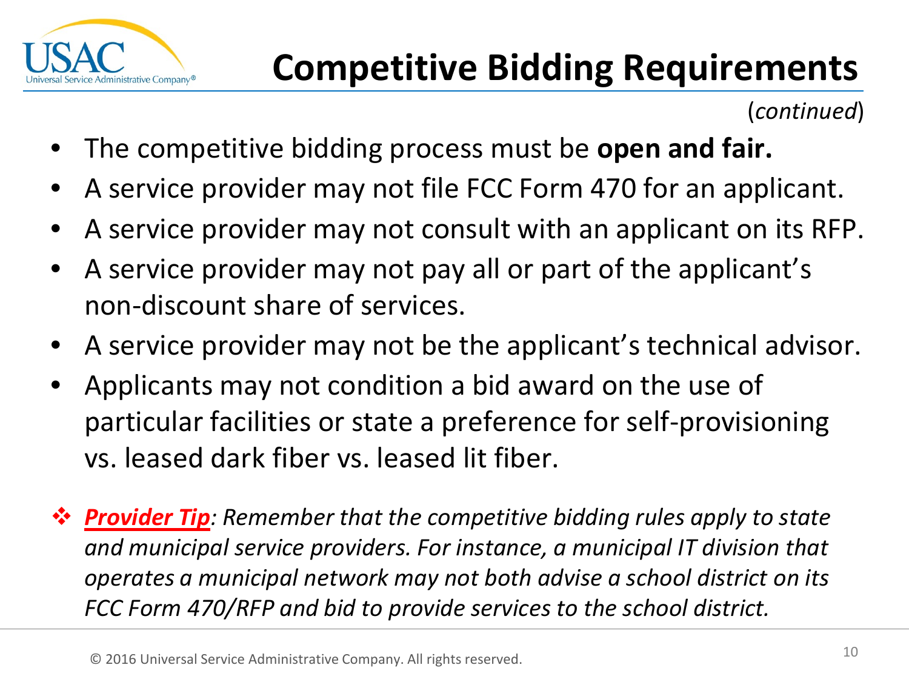# Competitive Bidding Requirements

(*continued*)

- The competitive bidding process must be **open and fair.**
- A service provider may not file FCC Form 470 for an applicant.
- A service provider may not consult with an applicant on its RFP.
- A service provider may not pay all or part of the applicant's non-discount share of services.
- A service provider may not be the applicant's technical advisor.
- Applicants may not condition a bid award on the use of particular facilities or state a preference for self-provisioning vs. leased dark fiber vs. leased lit fiber.

❖ ***Provider Tip****: Remember that the competitive bidding rules apply to state and municipal service providers. For instance, a municipal IT division that operates a municipal network may not both advise a school district on its FCC Form 470/RFP and bid to provide services to the school district.*

© 2016 Universal Service Administrative Company. All rights reserved.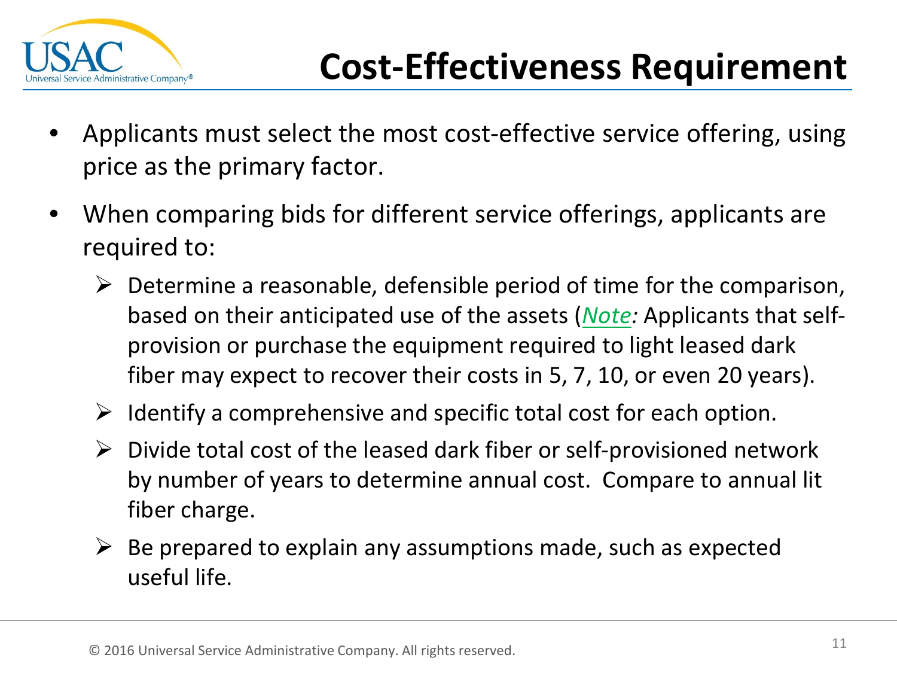# Cost-Effectiveness Requirement

- Applicants must select the most cost-effective service offering, using price as the primary factor.
- When comparing bids for different service offerings, applicants are required to:
  - Determine a reasonable, defensible period of time for the comparison, based on their anticipated use of the assets (*Note:* Applicants that self-provision or purchase the equipment required to light leased dark fiber may expect to recover their costs in 5, 7, 10, or even 20 years).
  - Identify a comprehensive and specific total cost for each option.
  - Divide total cost of the leased dark fiber or self-provisioned network by number of years to determine annual cost. Compare to annual lit fiber charge.
  - Be prepared to explain any assumptions made, such as expected useful life.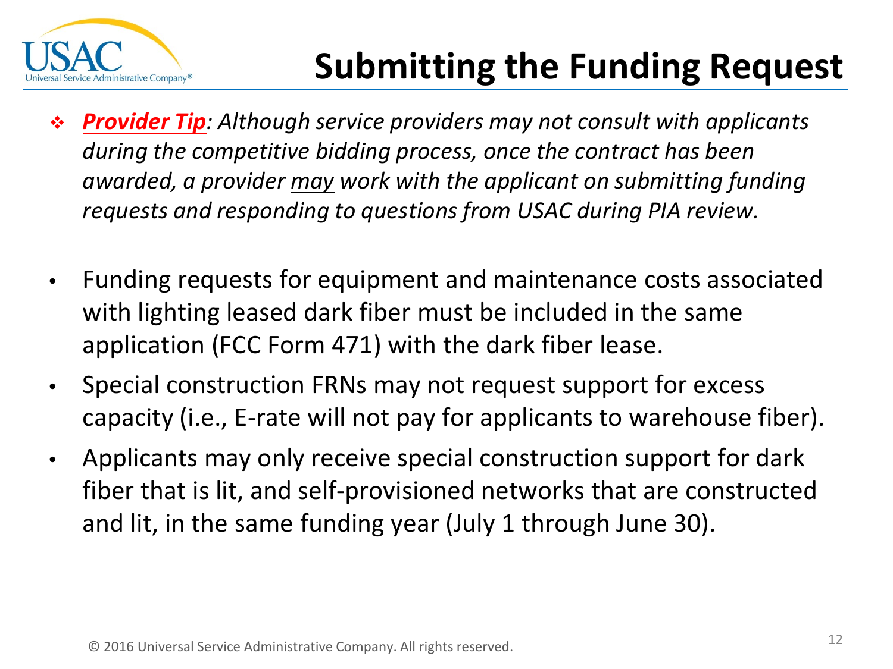# Submitting the Funding Request

- ***Provider Tip**: Although service providers may not consult with applicants during the competitive bidding process, once the contract has been awarded, a provider <u>may</u> work with the applicant on submitting funding requests and responding to questions from USAC during PIA review.*

- Funding requests for equipment and maintenance costs associated with lighting leased dark fiber must be included in the same application (FCC Form 471) with the dark fiber lease.
- Special construction FRNs may not request support for excess capacity (i.e., E-rate will not pay for applicants to warehouse fiber).
- Applicants may only receive special construction support for dark fiber that is lit, and self-provisioned networks that are constructed and lit, in the same funding year (July 1 through June 30).

© 2016 Universal Service Administrative Company. All rights reserved.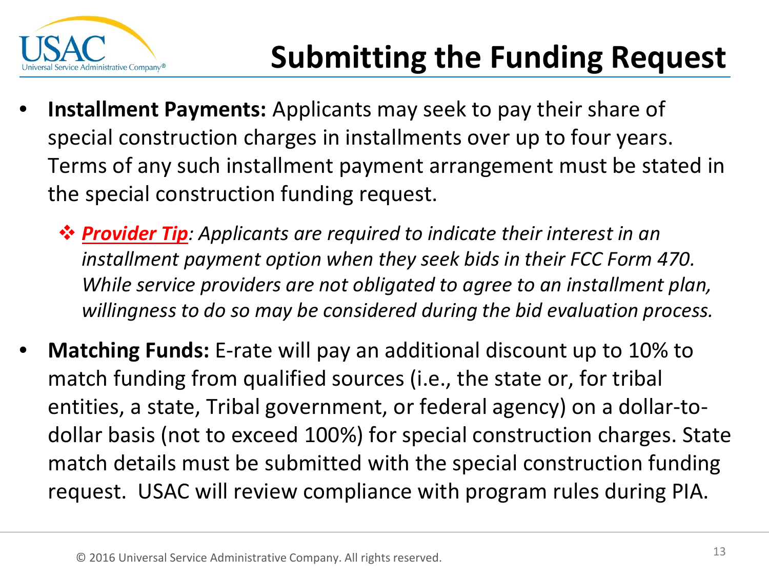# Submitting the Funding Request

- **Installment Payments:** Applicants may seek to pay their share of special construction charges in installments over up to four years. Terms of any such installment payment arrangement must be stated in the special construction funding request.
  - ***Provider Tip****: Applicants are required to indicate their interest in an installment payment option when they seek bids in their FCC Form 470. While service providers are not obligated to agree to an installment plan, willingness to do so may be considered during the bid evaluation process.*
- **Matching Funds:** E-rate will pay an additional discount up to 10% to match funding from qualified sources (i.e., the state or, for tribal entities, a state, Tribal government, or federal agency) on a dollar-to-dollar basis (not to exceed 100%) for special construction charges. State match details must be submitted with the special construction funding request. USAC will review compliance with program rules during PIA.

© 2016 Universal Service Administrative Company. All rights reserved.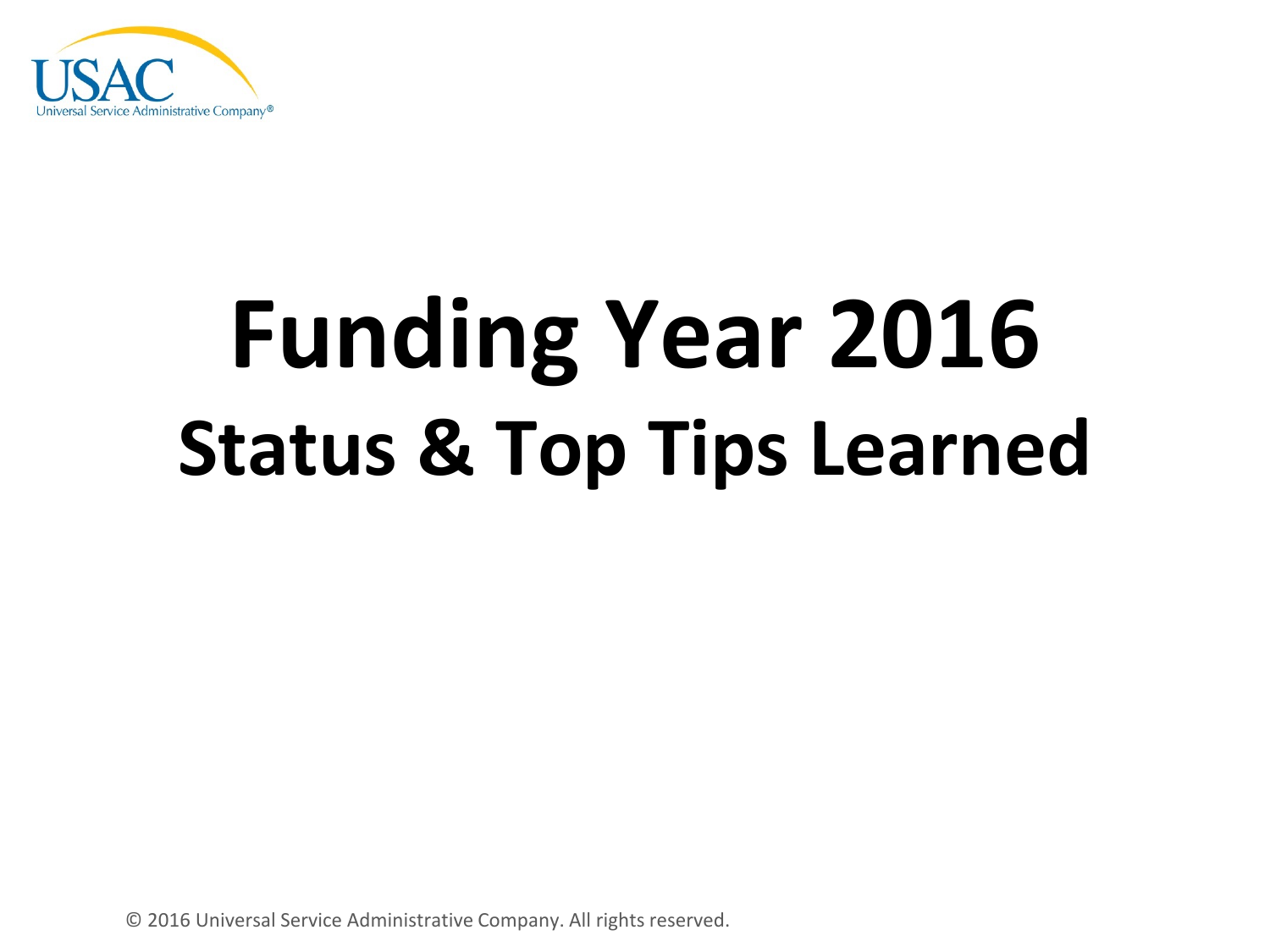# Funding Year 2016

## Status & Top Tips Learned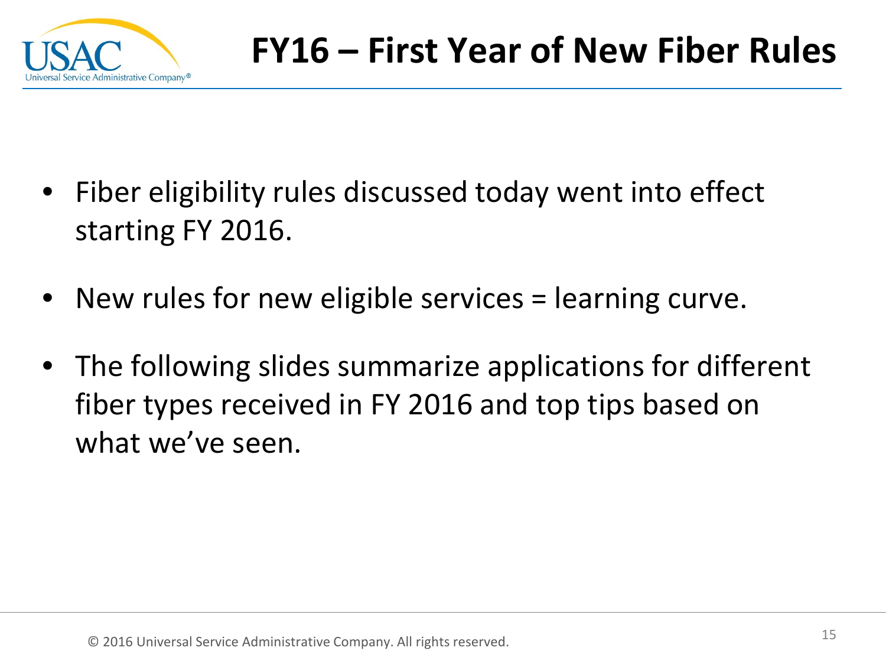# FY16 – First Year of New Fiber Rules

- Fiber eligibility rules discussed today went into effect starting FY 2016.
- New rules for new eligible services = learning curve.
- The following slides summarize applications for different fiber types received in FY 2016 and top tips based on what we've seen.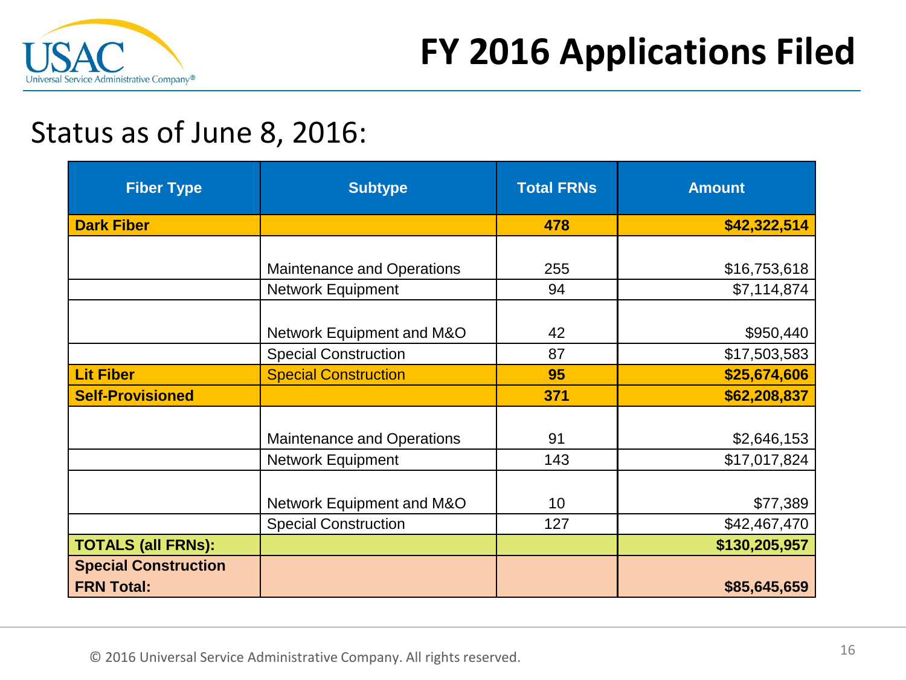# FY 2016 Applications Filed

Status as of June 8, 2016:

| Fiber Type | Subtype | Total FRNs | Amount |
|---|---|---|---|
| **Dark Fiber** | | **478** | **$42,322,514** |
| | Maintenance and Operations | 255 | $16,753,618 |
| | Network Equipment | 94 | $7,114,874 |
| | Network Equipment and M&O | 42 | $950,440 |
| | Special Construction | 87 | $17,503,583 |
| **Lit Fiber** | Special Construction | **95** | **$25,674,606** |
| **Self-Provisioned** | | **371** | **$62,208,837** |
| | Maintenance and Operations | 91 | $2,646,153 |
| | Network Equipment | 143 | $17,017,824 |
| | Network Equipment and M&O | 10 | $77,389 |
| | Special Construction | 127 | $42,467,470 |
| **TOTALS (all FRNs):** | | | **$130,205,957** |
| **Special Construction FRN Total:** | | | **$85,645,659** |

© 2016 Universal Service Administrative Company. All rights reserved.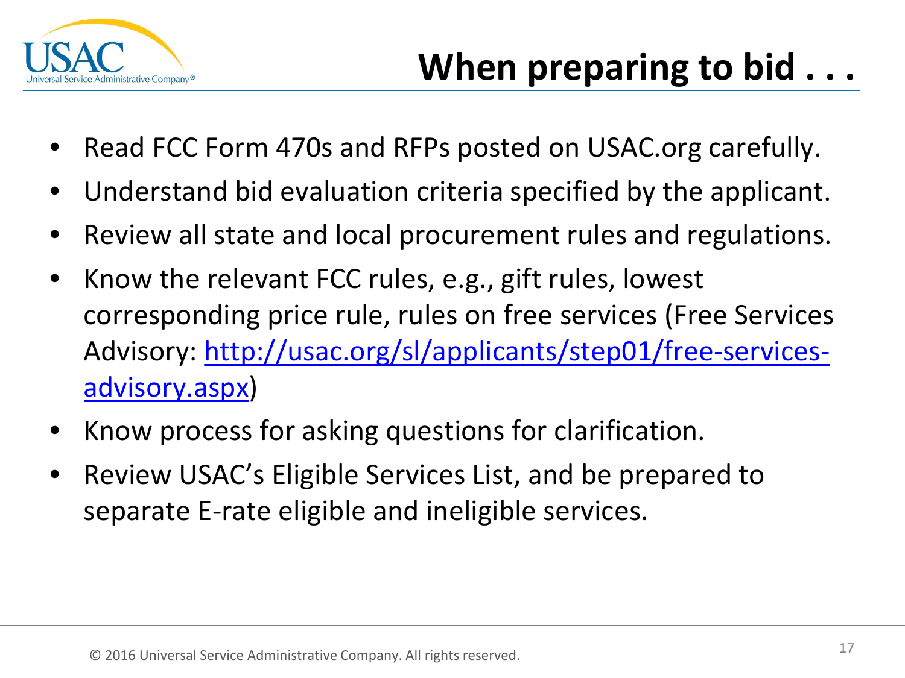# When preparing to bid . . .

- Read FCC Form 470s and RFPs posted on USAC.org carefully.
- Understand bid evaluation criteria specified by the applicant.
- Review all state and local procurement rules and regulations.
- Know the relevant FCC rules, e.g., gift rules, lowest corresponding price rule, rules on free services (Free Services Advisory: [http://usac.org/sl/applicants/step01/free-services-advisory.aspx](http://usac.org/sl/applicants/step01/free-services-advisory.aspx))
- Know process for asking questions for clarification.
- Review USAC's Eligible Services List, and be prepared to separate E-rate eligible and ineligible services.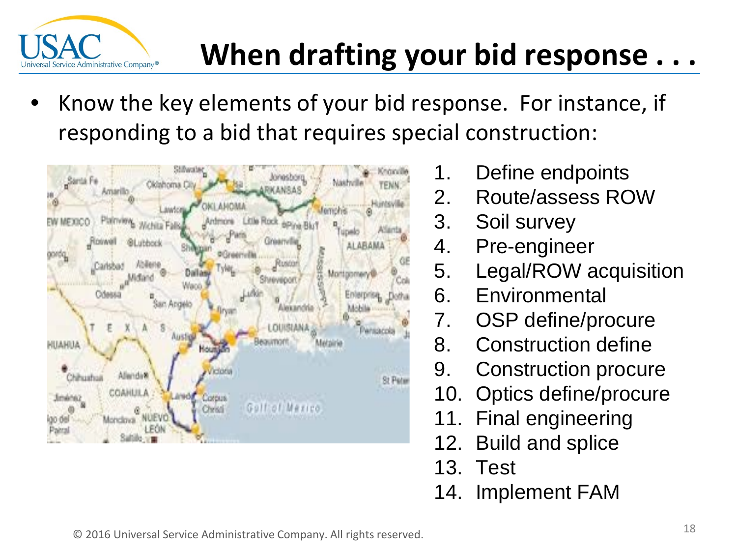# When drafting your bid response . . .

- Know the key elements of your bid response. For instance, if responding to a bid that requires special construction:

1. Define endpoints
2. Route/assess ROW
3. Soil survey
4. Pre-engineer
5. Legal/ROW acquisition
6. Environmental
7. OSP define/procure
8. Construction define
9. Construction procure
10. Optics define/procure
11. Final engineering
12. Build and splice
13. Test
14. Implement FAM

© 2016 Universal Service Administrative Company. All rights reserved.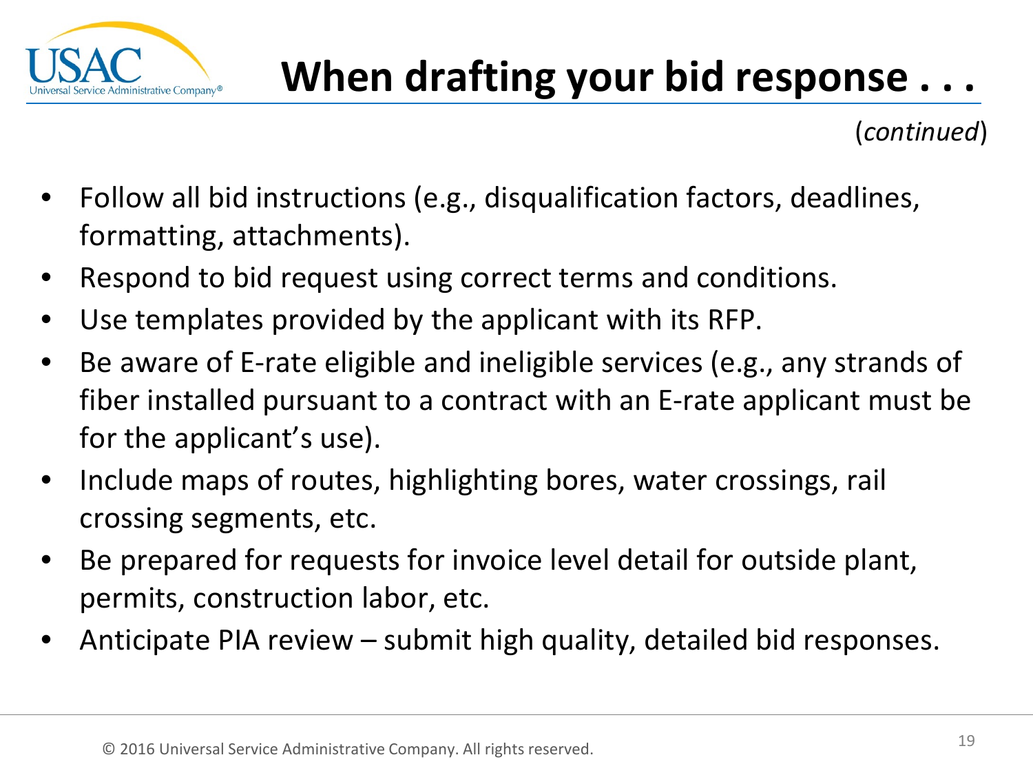# When drafting your bid response . . .

(*continued*)

- Follow all bid instructions (e.g., disqualification factors, deadlines, formatting, attachments).
- Respond to bid request using correct terms and conditions.
- Use templates provided by the applicant with its RFP.
- Be aware of E-rate eligible and ineligible services (e.g., any strands of fiber installed pursuant to a contract with an E-rate applicant must be for the applicant's use).
- Include maps of routes, highlighting bores, water crossings, rail crossing segments, etc.
- Be prepared for requests for invoice level detail for outside plant, permits, construction labor, etc.
- Anticipate PIA review – submit high quality, detailed bid responses.

© 2016 Universal Service Administrative Company. All rights reserved.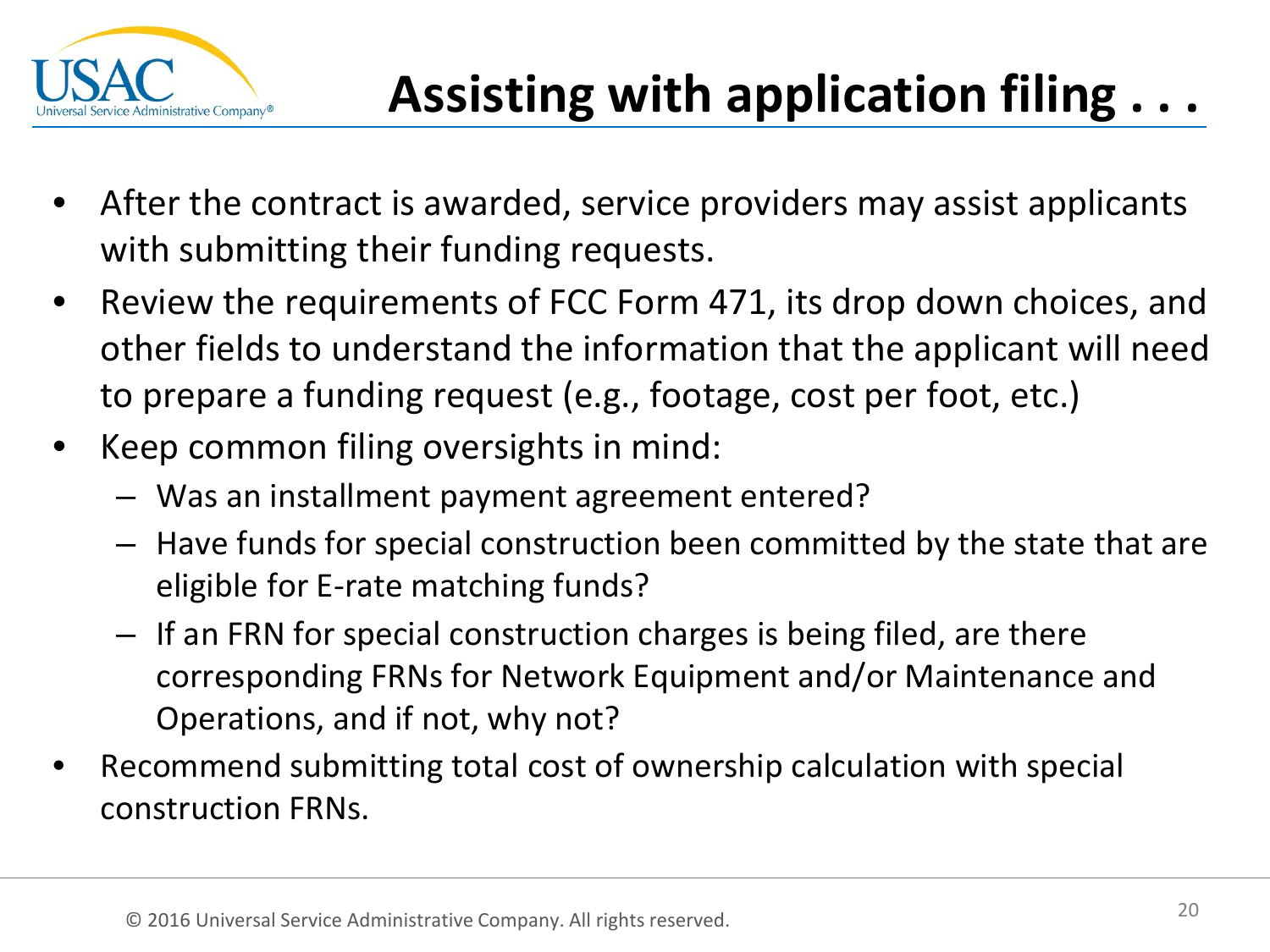# Assisting with application filing . . .

- After the contract is awarded, service providers may assist applicants with submitting their funding requests.
- Review the requirements of FCC Form 471, its drop down choices, and other fields to understand the information that the applicant will need to prepare a funding request (e.g., footage, cost per foot, etc.)
- Keep common filing oversights in mind:
  - Was an installment payment agreement entered?
  - Have funds for special construction been committed by the state that are eligible for E-rate matching funds?
  - If an FRN for special construction charges is being filed, are there corresponding FRNs for Network Equipment and/or Maintenance and Operations, and if not, why not?
- Recommend submitting total cost of ownership calculation with special construction FRNs.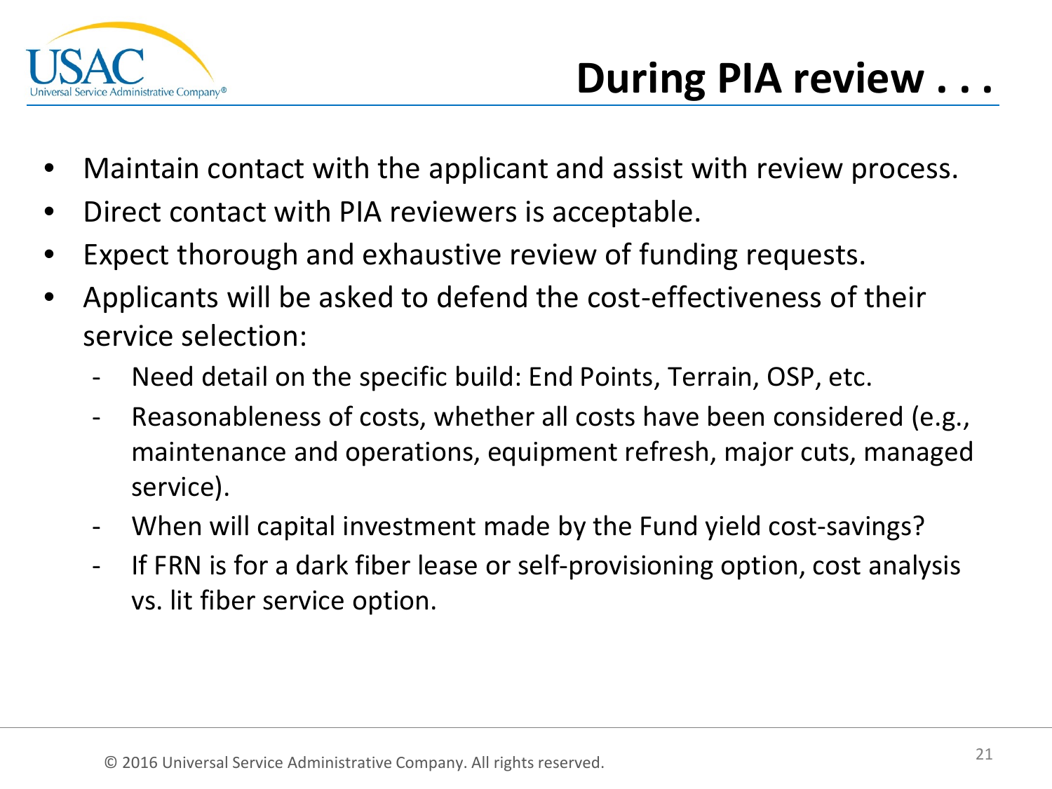# During PIA review . . .

- Maintain contact with the applicant and assist with review process.
- Direct contact with PIA reviewers is acceptable.
- Expect thorough and exhaustive review of funding requests.
- Applicants will be asked to defend the cost-effectiveness of their service selection:
  - Need detail on the specific build: End Points, Terrain, OSP, etc.
  - Reasonableness of costs, whether all costs have been considered (e.g., maintenance and operations, equipment refresh, major cuts, managed service).
  - When will capital investment made by the Fund yield cost-savings?
  - If FRN is for a dark fiber lease or self-provisioning option, cost analysis vs. lit fiber service option.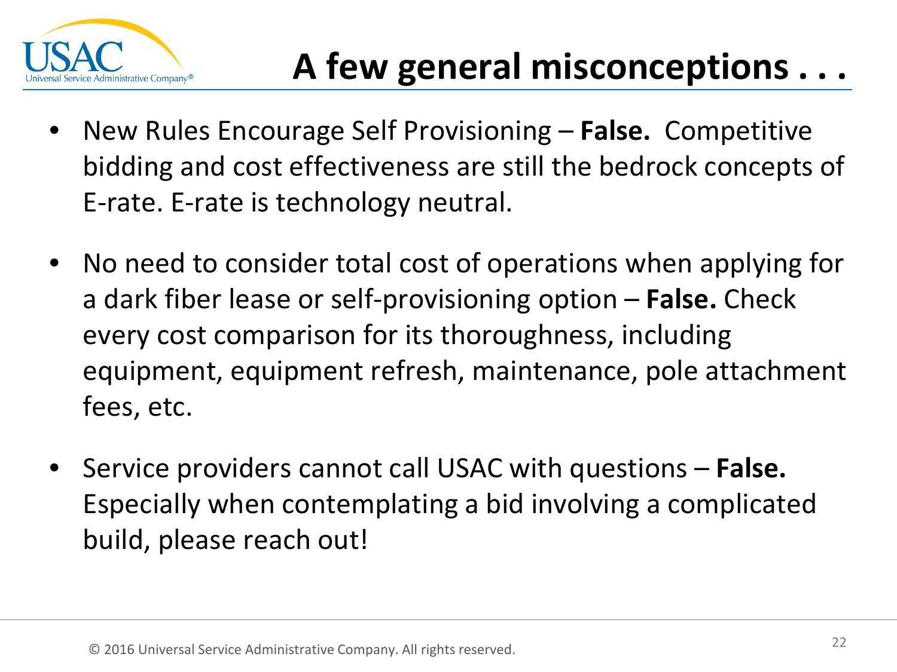# A few general misconceptions . . .

- New Rules Encourage Self Provisioning – **False.** Competitive bidding and cost effectiveness are still the bedrock concepts of E-rate. E-rate is technology neutral.

- No need to consider total cost of operations when applying for a dark fiber lease or self-provisioning option – **False.** Check every cost comparison for its thoroughness, including equipment, equipment refresh, maintenance, pole attachment fees, etc.

- Service providers cannot call USAC with questions – **False.** Especially when contemplating a bid involving a complicated build, please reach out!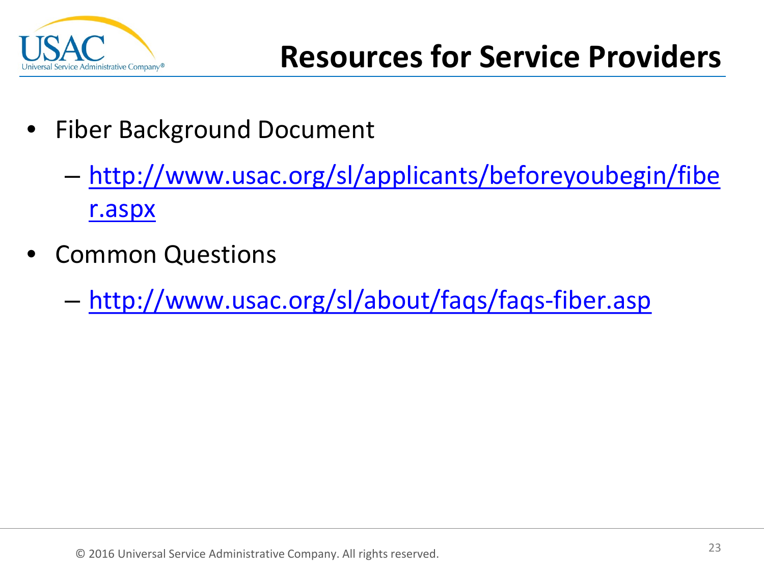# Resources for Service Providers

- Fiber Background Document
  - http://www.usac.org/sl/applicants/beforeyoubegin/fiber.aspx
- Common Questions
  - http://www.usac.org/sl/about/faqs/faqs-fiber.asp

© 2016 Universal Service Administrative Company. All rights reserved.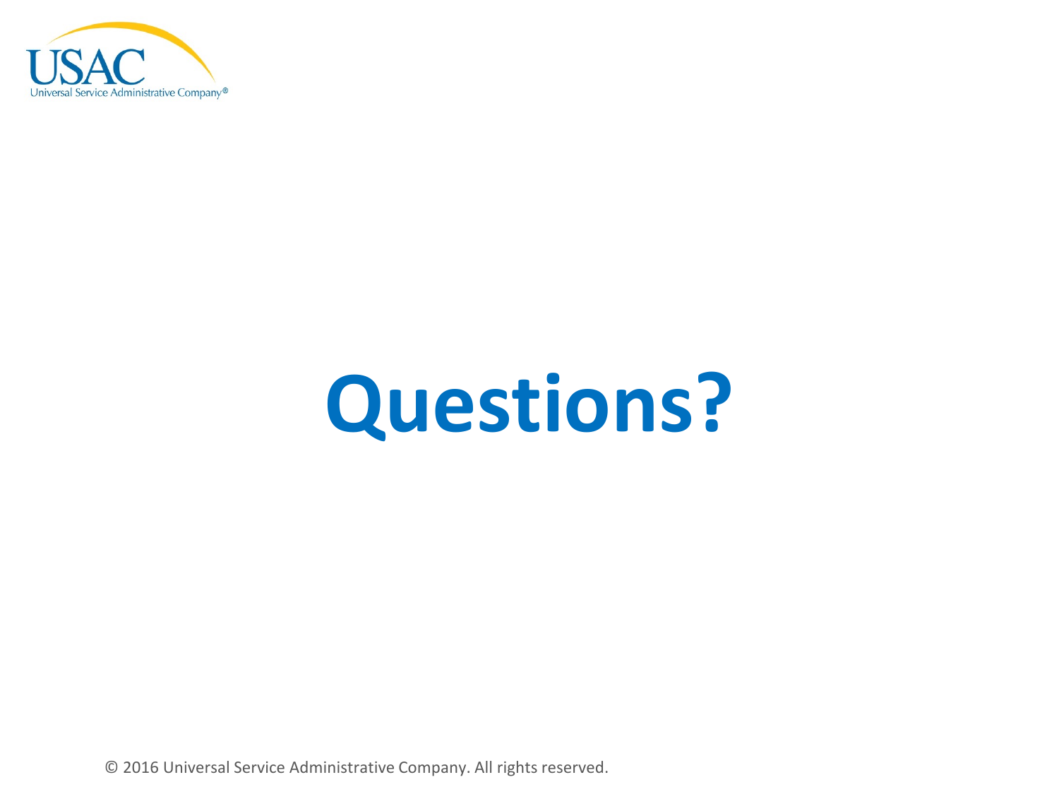# Questions?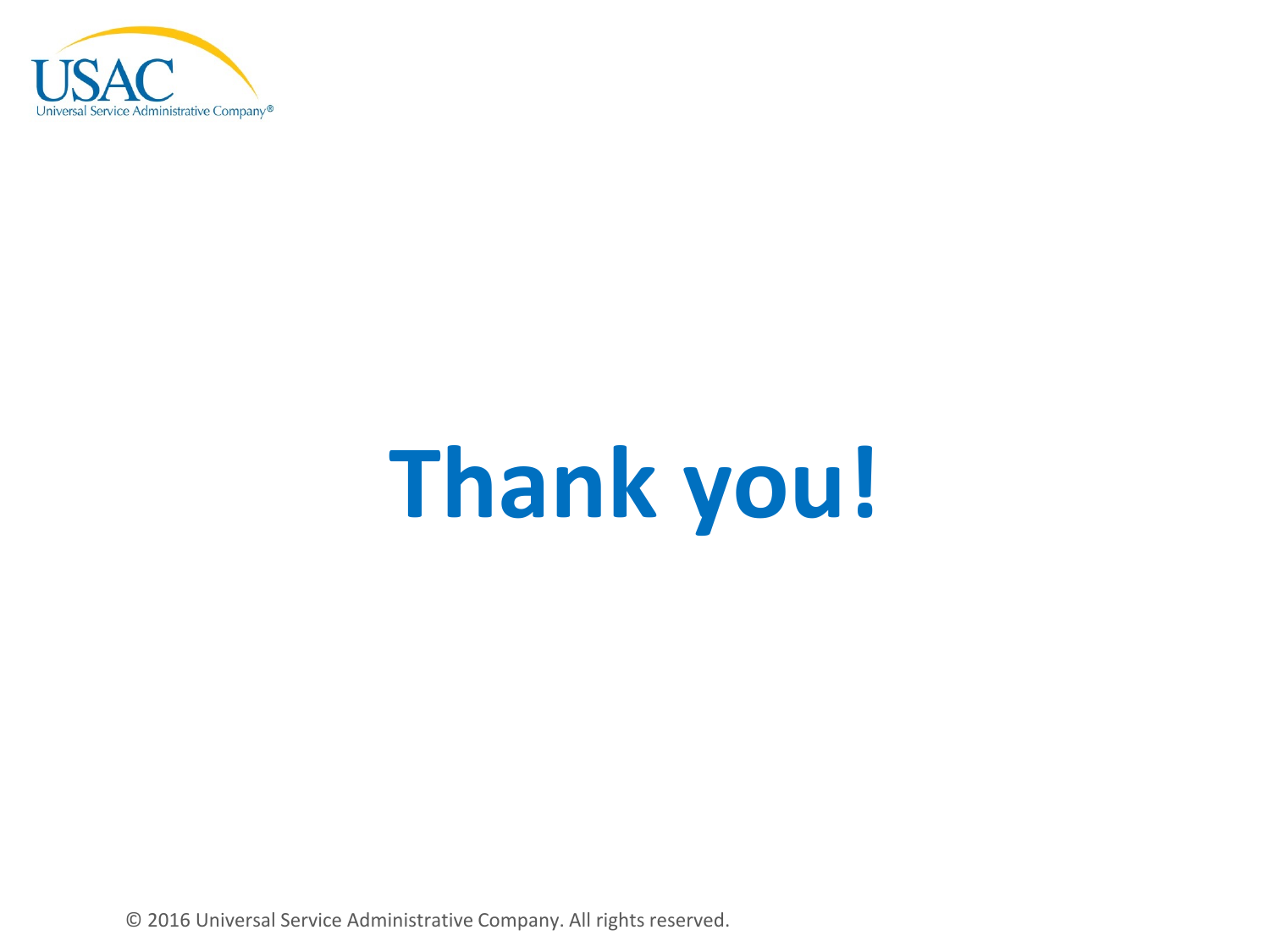# Thank you!

© 2016 Universal Service Administrative Company. All rights reserved.